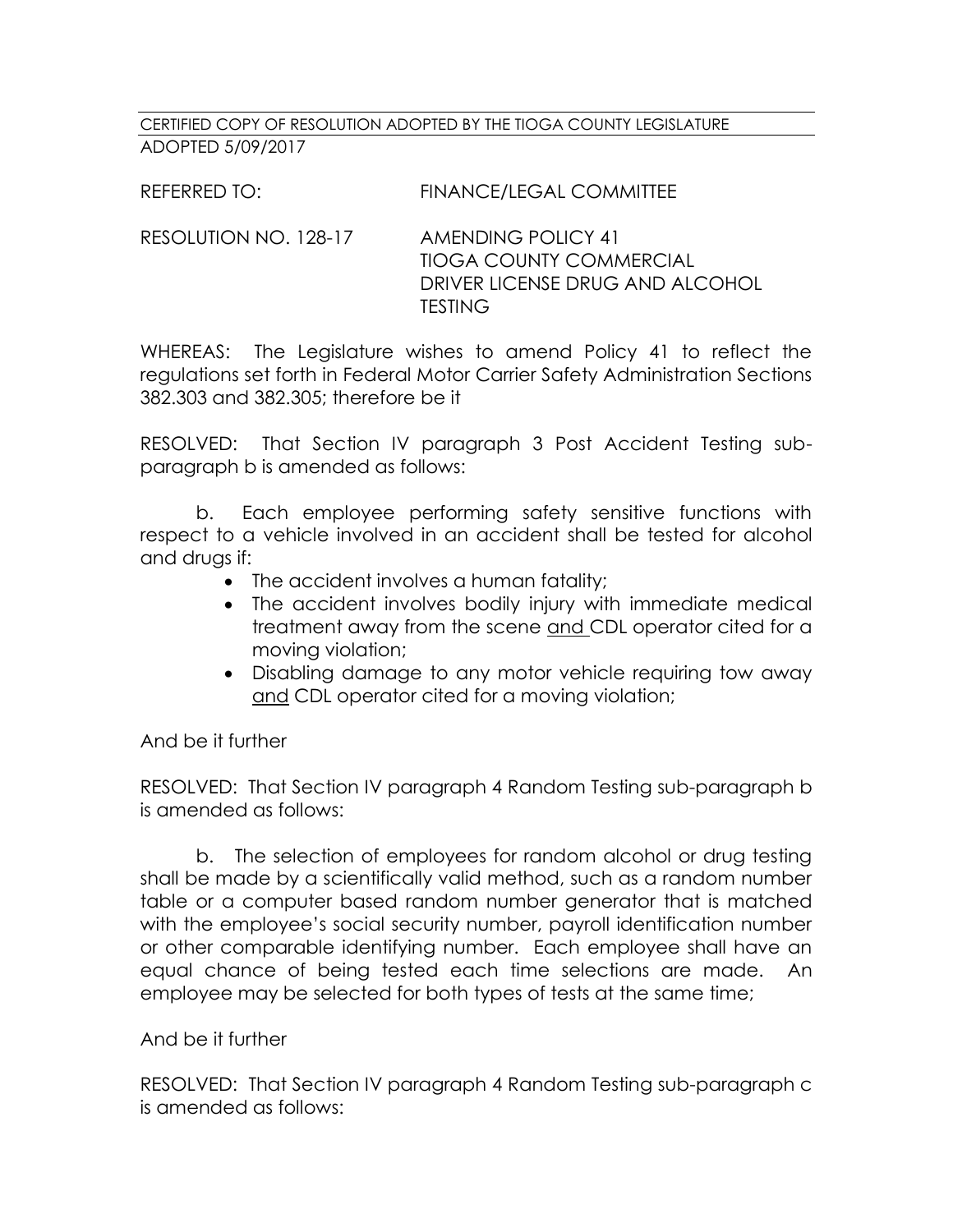CERTIFIED COPY OF RESOLUTION ADOPTED BY THE TIOGA COUNTY LEGISLATURE
ADOPTED 5/09/2017

REFERRED TO: FINANCE/LEGAL COMMITTEE

RESOLUTION NO. 128-17 AMENDING POLICY 41
TIOGA COUNTY COMMERCIAL
DRIVER LICENSE DRUG AND ALCOHOL
TESTING

WHEREAS: The Legislature wishes to amend Policy 41 to reflect the regulations set forth in Federal Motor Carrier Safety Administration Sections 382.303 and 382.305; therefore be it

RESOLVED: That Section IV paragraph 3 Post Accident Testing sub-paragraph b is amended as follows:

b. Each employee performing safety sensitive functions with respect to a vehicle involved in an accident shall be tested for alcohol and drugs if:

- The accident involves a human fatality;
- The accident involves bodily injury with immediate medical treatment away from the scene <u>and</u> CDL operator cited for a moving violation;
- Disabling damage to any motor vehicle requiring tow away <u>and</u> CDL operator cited for a moving violation;

And be it further

RESOLVED: That Section IV paragraph 4 Random Testing sub-paragraph b is amended as follows:

b. The selection of employees for random alcohol or drug testing shall be made by a scientifically valid method, such as a random number table or a computer based random number generator that is matched with the employee's social security number, payroll identification number or other comparable identifying number. Each employee shall have an equal chance of being tested each time selections are made. An employee may be selected for both types of tests at the same time;

And be it further

RESOLVED: That Section IV paragraph 4 Random Testing sub-paragraph c is amended as follows: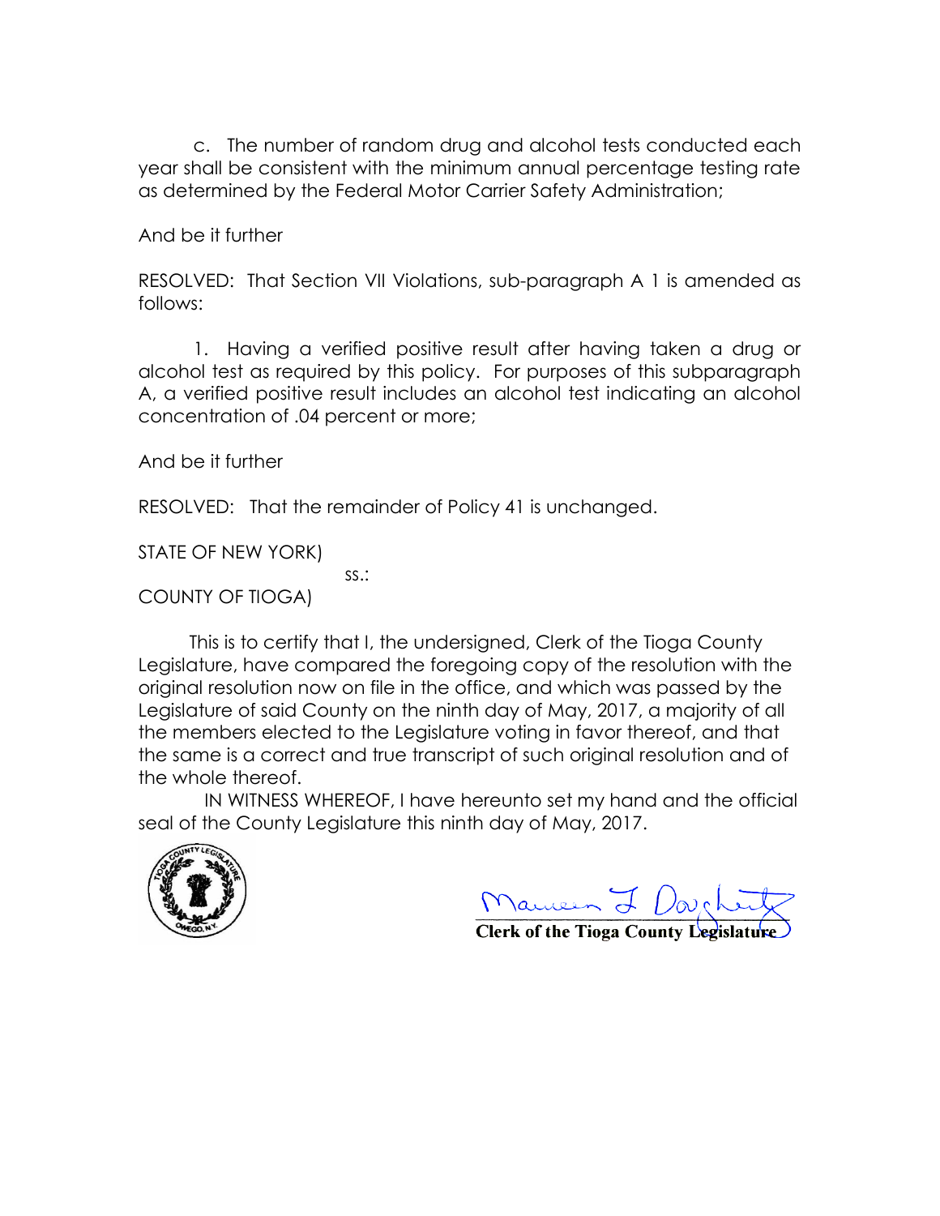c. The number of random drug and alcohol tests conducted each year shall be consistent with the minimum annual percentage testing rate as determined by the Federal Motor Carrier Safety Administration;

And be it further

RESOLVED: That Section VII Violations, sub-paragraph A 1 is amended as follows:

1. Having a verified positive result after having taken a drug or alcohol test as required by this policy. For purposes of this subparagraph A, a verified positive result includes an alcohol test indicating an alcohol concentration of .04 percent or more;

And be it further

RESOLVED: That the remainder of Policy 41 is unchanged.

STATE OF NEW YORK)
ss.:
COUNTY OF TIOGA)

This is to certify that I, the undersigned, Clerk of the Tioga County Legislature, have compared the foregoing copy of the resolution with the original resolution now on file in the office, and which was passed by the Legislature of said County on the ninth day of May, 2017, a majority of all the members elected to the Legislature voting in favor thereof, and that the same is a correct and true transcript of such original resolution and of the whole thereof.

IN WITNESS WHEREOF, I have hereunto set my hand and the official seal of the County Legislature this ninth day of May, 2017.

Maureen L. Dougherty

**Clerk of the Tioga County Legislature**